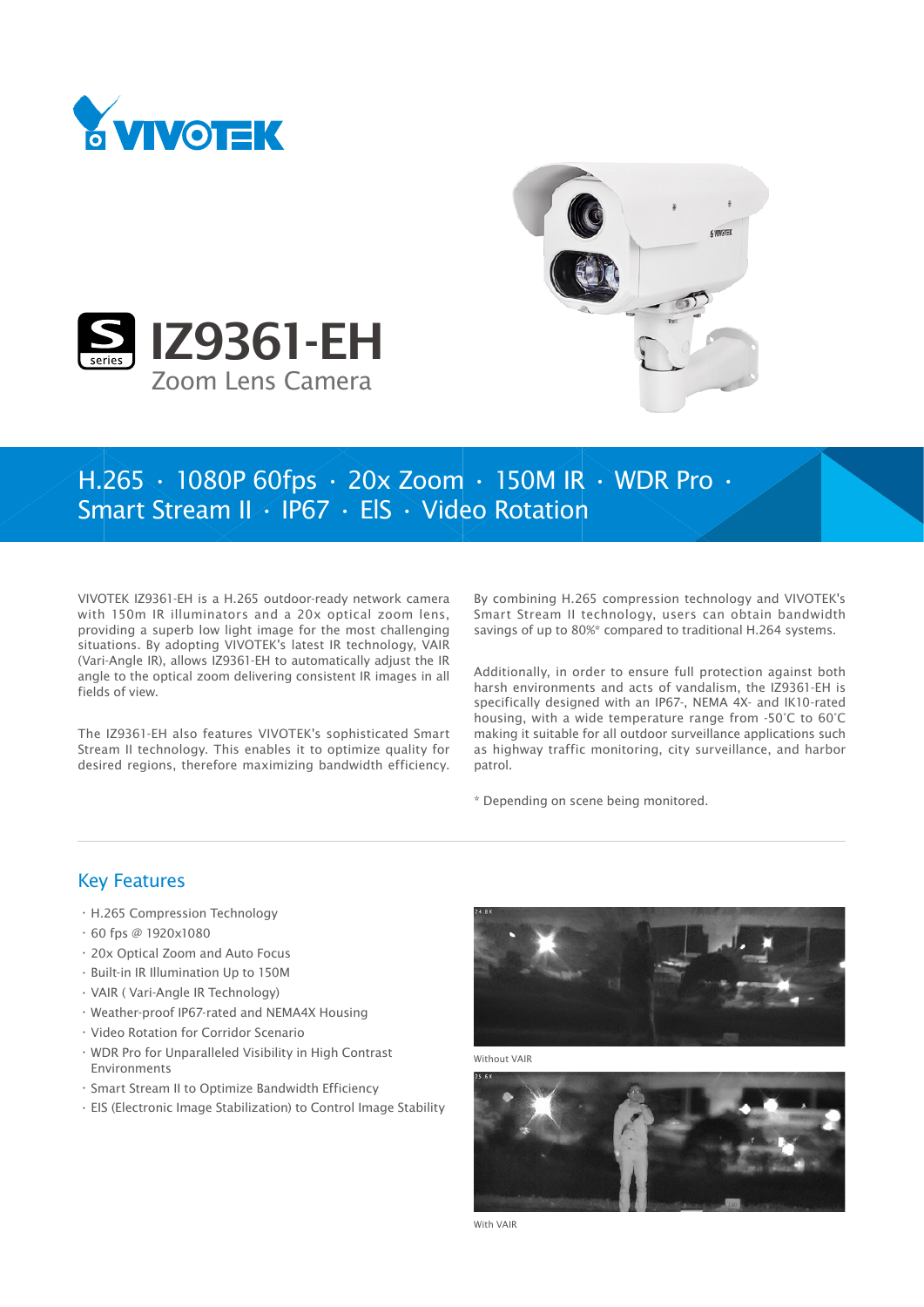# IZ9361-EH

Zoom Lens Camera

H.265 · 1080P 60fps · 20x Zoom · 150M IR · WDR Pro · Smart Stream II · IP67 · EIS · Video Rotation

VIVOTEK IZ9361-EH is a H.265 outdoor-ready network camera with 150m IR illuminators and a 20x optical zoom lens, providing a superb low light image for the most challenging situations. By adopting VIVOTEK's latest IR technology, VAIR (Vari-Angle IR), allows IZ9361-EH to automatically adjust the IR angle to the optical zoom delivering consistent IR images in all fields of view.

The IZ9361-EH also features VIVOTEK's sophisticated Smart Stream II technology. This enables it to optimize quality for desired regions, therefore maximizing bandwidth efficiency.

By combining H.265 compression technology and VIVOTEK's Smart Stream II technology, users can obtain bandwidth savings of up to 80%* compared to traditional H.264 systems.

Additionally, in order to ensure full protection against both harsh environments and acts of vandalism, the IZ9361-EH is specifically designed with an IP67-, NEMA 4X- and IK10-rated housing, with a wide temperature range from -50°C to 60°C making it suitable for all outdoor surveillance applications such as highway traffic monitoring, city surveillance, and harbor patrol.

* Depending on scene being monitored.

## Key Features

- H.265 Compression Technology
- 60 fps @ 1920x1080
- 20x Optical Zoom and Auto Focus
- Built-in IR Illumination Up to 150M
- VAIR ( Vari-Angle IR Technology)
- Weather-proof IP67-rated and NEMA4X Housing
- Video Rotation for Corridor Scenario
- WDR Pro for Unparalleled Visibility in High Contrast Environments
- Smart Stream II to Optimize Bandwidth Efficiency
- EIS (Electronic Image Stabilization) to Control Image Stability

Without VAIR

With VAIR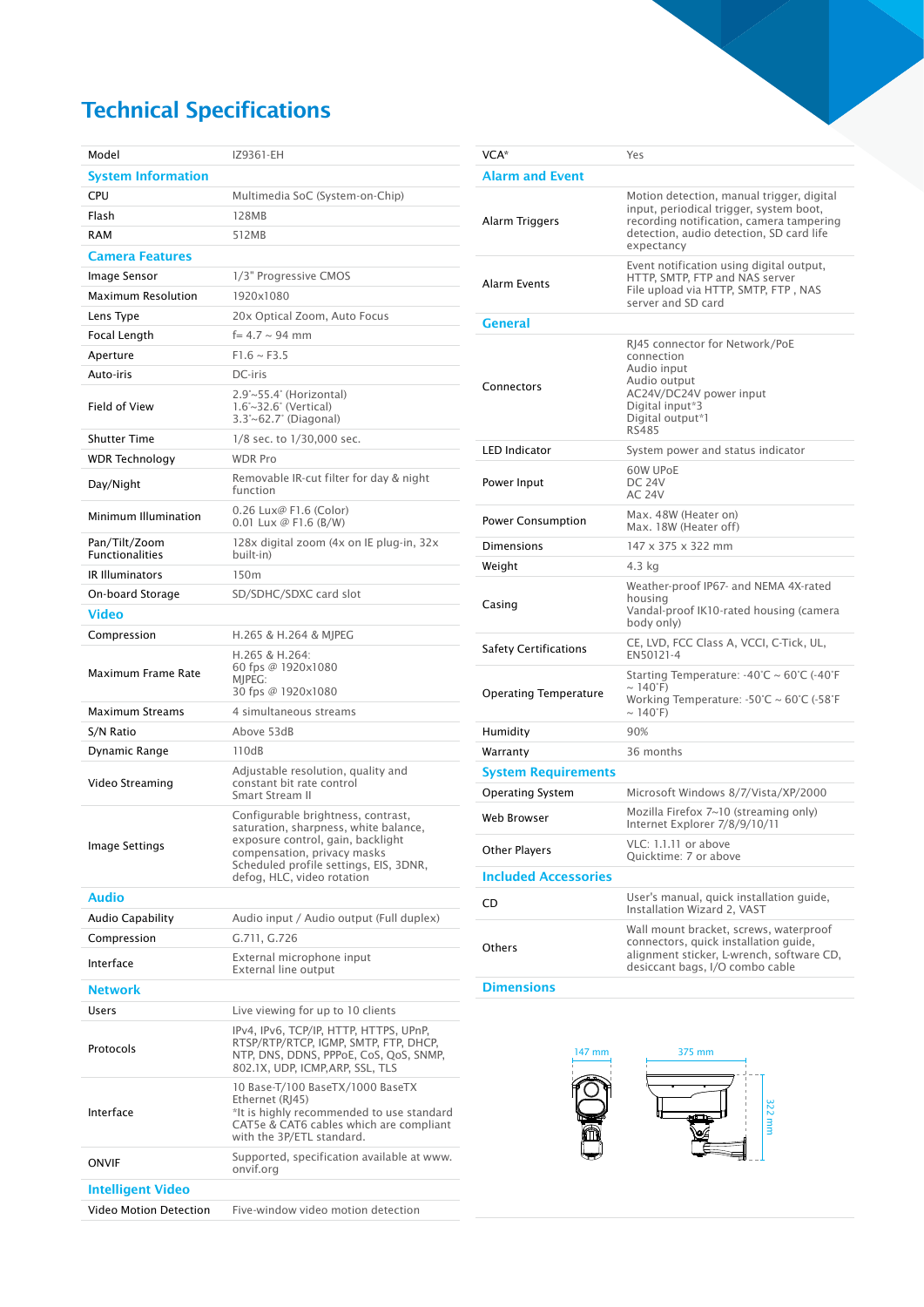# Technical Specifications

| Model | IZ9361-EH |
|---|---|
| **System Information** | |
| CPU | Multimedia SoC (System-on-Chip) |
| Flash | 128MB |
| RAM | 512MB |
| **Camera Features** | |
| Image Sensor | 1/3" Progressive CMOS |
| Maximum Resolution | 1920x1080 |
| Lens Type | 20x Optical Zoom, Auto Focus |
| Focal Length | f= 4.7 ~ 94 mm |
| Aperture | F1.6 ~ F3.5 |
| Auto-iris | DC-iris |
| Field of View | 2.9°~55.4° (Horizontal)<br>1.6°~32.6° (Vertical)<br>3.3°~62.7° (Diagonal) |
| Shutter Time | 1/8 sec. to 1/30,000 sec. |
| WDR Technology | WDR Pro |
| Day/Night | Removable IR-cut filter for day & night function |
| Minimum Illumination | 0.26 Lux@ F1.6 (Color)<br>0.01 Lux @ F1.6 (B/W) |
| Pan/Tilt/Zoom Functionalities | 128x digital zoom (4x on IE plug-in, 32x built-in) |
| IR Illuminators | 150m |
| On-board Storage | SD/SDHC/SDXC card slot |
| **Video** | |
| Compression | H.265 & H.264 & MJPEG |
| Maximum Frame Rate | H.265 & H.264:<br>60 fps @ 1920x1080<br>MJPEG:<br>30 fps @ 1920x1080 |
| Maximum Streams | 4 simultaneous streams |
| S/N Ratio | Above 53dB |
| Dynamic Range | 110dB |
| Video Streaming | Adjustable resolution, quality and constant bit rate control<br>Smart Stream II |
| Image Settings | Configurable brightness, contrast, saturation, sharpness, white balance, exposure control, gain, backlight compensation, privacy masks<br>Scheduled profile settings, EIS, 3DNR, defog, HLC, video rotation |
| **Audio** | |
| Audio Capability | Audio input / Audio output (Full duplex) |
| Compression | G.711, G.726 |
| Interface | External microphone input<br>External line output |
| **Network** | |
| Users | Live viewing for up to 10 clients |
| Protocols | IPv4, IPv6, TCP/IP, HTTP, HTTPS, UPnP, RTSP/RTP/RTCP, IGMP, SMTP, FTP, DHCP, NTP, DNS, DDNS, PPPoE, CoS, QoS, SNMP, 802.1X, UDP, ICMP,ARP, SSL, TLS |
| Interface | 10 Base-T/100 BaseTX/1000 BaseTX Ethernet (RJ45)<br>*It is highly recommended to use standard CAT5e & CAT6 cables which are compliant with the 3P/ETL standard. |
| ONVIF | Supported, specification available at www.onvif.org |
| **Intelligent Video** | |
| Video Motion Detection | Five-window video motion detection |
| VCA* | Yes |
| **Alarm and Event** | |
| Alarm Triggers | Motion detection, manual trigger, digital input, periodical trigger, system boot, recording notification, camera tampering detection, audio detection, SD card life expectancy |
| Alarm Events | Event notification using digital output, HTTP, SMTP, FTP and NAS server<br>File upload via HTTP, SMTP, FTP , NAS server and SD card |
| **General** | |
| Connectors | RJ45 connector for Network/PoE connection<br>Audio input<br>Audio output<br>AC24V/DC24V power input<br>Digital input*3<br>Digital output*1<br>RS485 |
| LED Indicator | System power and status indicator |
| Power Input | 60W UPoE<br>DC 24V<br>AC 24V |
| Power Consumption | Max. 48W (Heater on)<br>Max. 18W (Heater off) |
| Dimensions | 147 x 375 x 322 mm |
| Weight | 4.3 kg |
| Casing | Weather-proof IP67- and NEMA 4X-rated housing<br>Vandal-proof IK10-rated housing (camera body only) |
| Safety Certifications | CE, LVD, FCC Class A, VCCI, C-Tick, UL, EN50121-4 |
| Operating Temperature | Starting Temperature: -40°C ~ 60°C (-40°F ~ 140°F)<br>Working Temperature: -50°C ~ 60°C (-58°F ~ 140°F) |
| Humidity | 90% |
| Warranty | 36 months |
| **System Requirements** | |
| Operating System | Microsoft Windows 8/7/Vista/XP/2000 |
| Web Browser | Mozilla Firefox 7~10 (streaming only)<br>Internet Explorer 7/8/9/10/11 |
| Other Players | VLC: 1.1.11 or above<br>Quicktime: 7 or above |
| **Included Accessories** | |
| CD | User's manual, quick installation guide, Installation Wizard 2, VAST |
| Others | Wall mount bracket, screws, waterproof connectors, quick installation guide, alignment sticker, L-wrench, software CD, desiccant bags, I/O combo cable |

## Dimensions

147 mm

375 mm

322 mm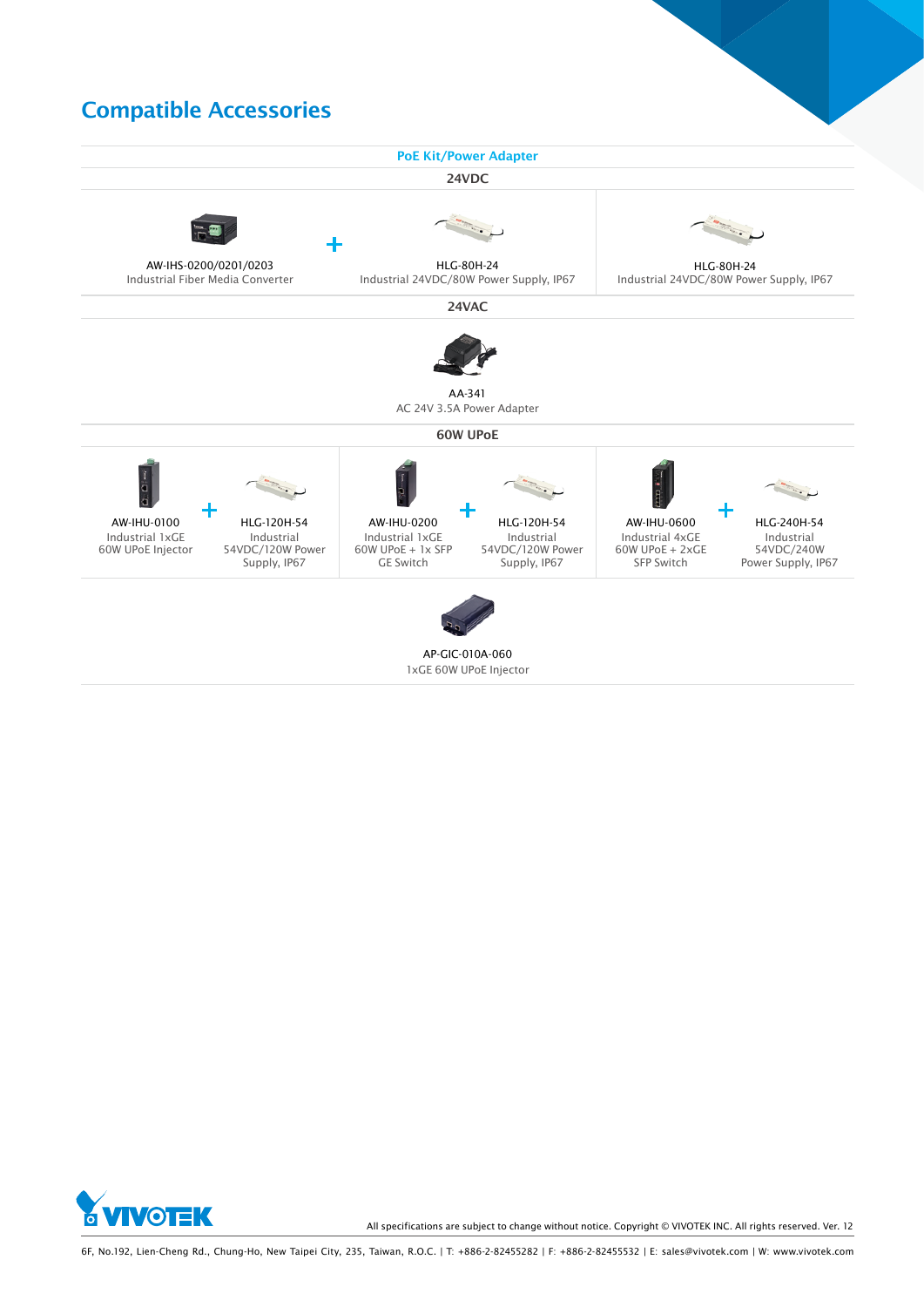## Compatible Accessories

### PoE Kit/Power Adapter

#### 24VDC

| | | |
|---|---|---|
| AW-IHS-0200/0201/0203<br>Industrial Fiber Media Converter + HLG-80H-24<br>Industrial 24VDC/80W Power Supply, IP67 | | HLG-80H-24<br>Industrial 24VDC/80W Power Supply, IP67 |

#### 24VAC

AA-341
AC 24V 3.5A Power Adapter

#### 60W UPoE

| | | |
|---|---|---|
| AW-IHU-0100<br>Industrial 1xGE 60W UPoE Injector + HLG-120H-54<br>Industrial 54VDC/120W Power Supply, IP67 | AW-IHU-0200<br>Industrial 1xGE 60W UPoE + 1x SFP GE Switch + HLG-120H-54<br>Industrial 54VDC/120W Power Supply, IP67 | AW-IHU-0600<br>Industrial 4xGE 60W UPoE + 2xGE SFP Switch + HLG-240H-54<br>Industrial 54VDC/240W Power Supply, IP67 |

AP-GIC-010A-060
1xGE 60W UPoE Injector

All specifications are subject to change without notice. Copyright © VIVOTEK INC. All rights reserved. Ver. 12

6F, No.192, Lien-Cheng Rd., Chung-Ho, New Taipei City, 235, Taiwan, R.O.C. | T: +886-2-82455282 | F: +886-2-82455532 | E: sales@vivotek.com | W: www.vivotek.com